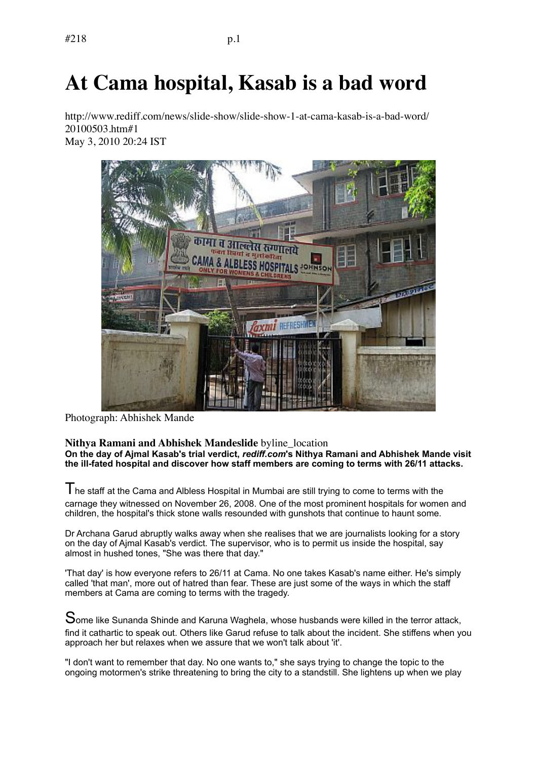# At Cama hospital, Kasab is a bad word

http://www.rediff.com/news/slide-show/slide-show-1-at-cama-kasab-is-a-bad-word/20100503.htm#1
May 3, 2010 20:24 IST

Photograph: Abhishek Mande

**Nithya Ramani and Abhishek Mandeslide** byline_location
**On the day of Ajmal Kasab's trial verdict, *rediff.com*'s Nithya Ramani and Abhishek Mande visit the ill-fated hospital and discover how staff members are coming to terms with 26/11 attacks.**

The staff at the Cama and Albless Hospital in Mumbai are still trying to come to terms with the carnage they witnessed on November 26, 2008. One of the most prominent hospitals for women and children, the hospital's thick stone walls resounded with gunshots that continue to haunt some.

Dr Archana Garud abruptly walks away when she realises that we are journalists looking for a story on the day of Ajmal Kasab's verdict. The supervisor, who is to permit us inside the hospital, say almost in hushed tones, "She was there that day."

'That day' is how everyone refers to 26/11 at Cama. No one takes Kasab's name either. He's simply called 'that man', more out of hatred than fear. These are just some of the ways in which the staff members at Cama are coming to terms with the tragedy.

Some like Sunanda Shinde and Karuna Waghela, whose husbands were killed in the terror attack, find it cathartic to speak out. Others like Garud refuse to talk about the incident. She stiffens when you approach her but relaxes when we assure that we won't talk about 'it'.

"I don't want to remember that day. No one wants to," she says trying to change the topic to the ongoing motormen's strike threatening to bring the city to a standstill. She lightens up when we play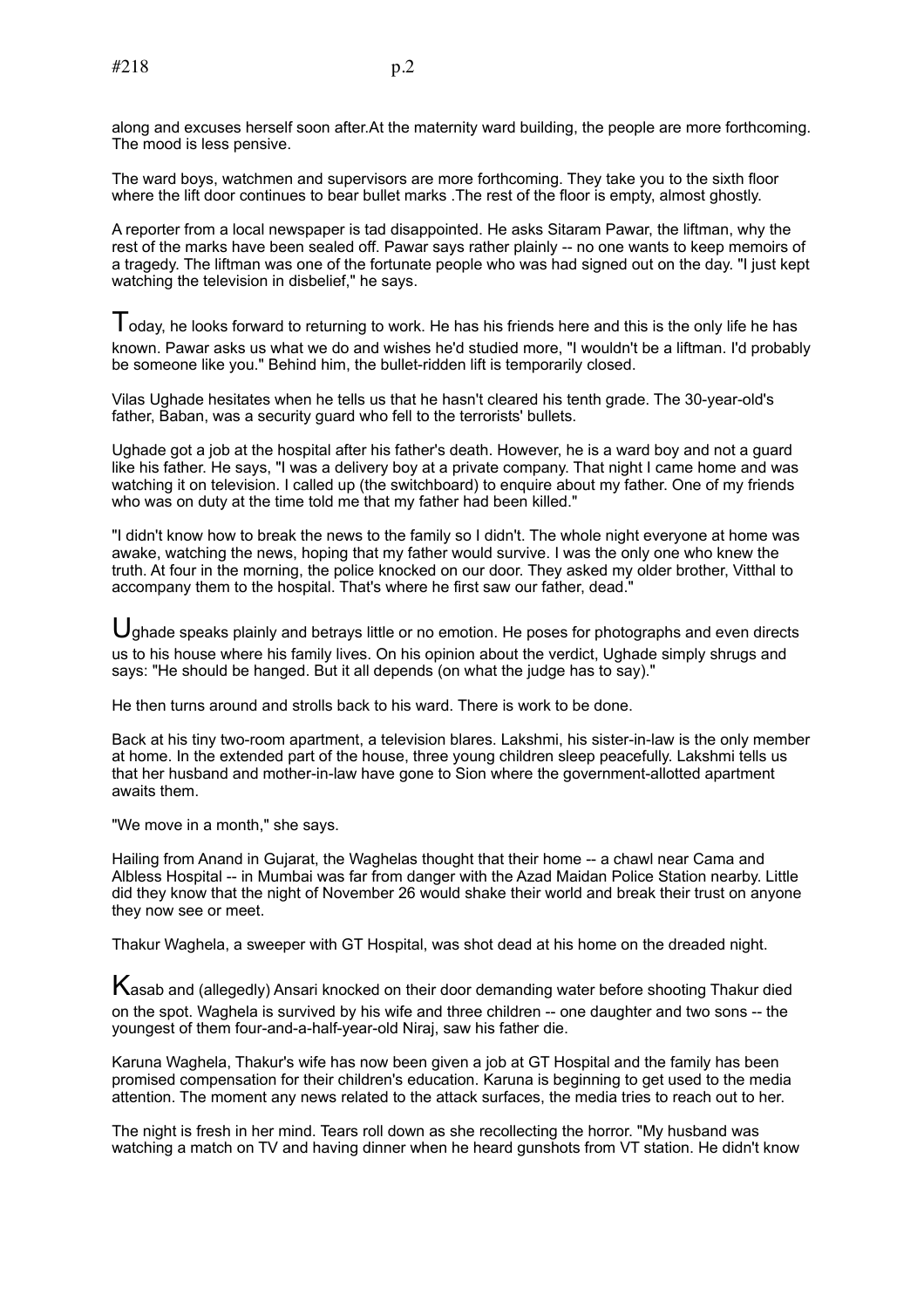along and excuses herself soon after.At the maternity ward building, the people are more forthcoming. The mood is less pensive.

The ward boys, watchmen and supervisors are more forthcoming. They take you to the sixth floor where the lift door continues to bear bullet marks .The rest of the floor is empty, almost ghostly.

A reporter from a local newspaper is tad disappointed. He asks Sitaram Pawar, the liftman, why the rest of the marks have been sealed off. Pawar says rather plainly -- no one wants to keep memoirs of a tragedy. The liftman was one of the fortunate people who was had signed out on the day. "I just kept watching the television in disbelief," he says.

Today, he looks forward to returning to work. He has his friends here and this is the only life he has known. Pawar asks us what we do and wishes he'd studied more, "I wouldn't be a liftman. I'd probably be someone like you." Behind him, the bullet-ridden lift is temporarily closed.

Vilas Ughade hesitates when he tells us that he hasn't cleared his tenth grade. The 30-year-old's father, Baban, was a security guard who fell to the terrorists' bullets.

Ughade got a job at the hospital after his father's death. However, he is a ward boy and not a guard like his father. He says, "I was a delivery boy at a private company. That night I came home and was watching it on television. I called up (the switchboard) to enquire about my father. One of my friends who was on duty at the time told me that my father had been killed."

"I didn't know how to break the news to the family so I didn't. The whole night everyone at home was awake, watching the news, hoping that my father would survive. I was the only one who knew the truth. At four in the morning, the police knocked on our door. They asked my older brother, Vitthal to accompany them to the hospital. That's where he first saw our father, dead."

Ughade speaks plainly and betrays little or no emotion. He poses for photographs and even directs us to his house where his family lives. On his opinion about the verdict, Ughade simply shrugs and says: "He should be hanged. But it all depends (on what the judge has to say)."

He then turns around and strolls back to his ward. There is work to be done.

Back at his tiny two-room apartment, a television blares. Lakshmi, his sister-in-law is the only member at home. In the extended part of the house, three young children sleep peacefully. Lakshmi tells us that her husband and mother-in-law have gone to Sion where the government-allotted apartment awaits them.

"We move in a month," she says.

Hailing from Anand in Gujarat, the Waghelas thought that their home -- a chawl near Cama and Albless Hospital -- in Mumbai was far from danger with the Azad Maidan Police Station nearby. Little did they know that the night of November 26 would shake their world and break their trust on anyone they now see or meet.

Thakur Waghela, a sweeper with GT Hospital, was shot dead at his home on the dreaded night.

Kasab and (allegedly) Ansari knocked on their door demanding water before shooting Thakur died on the spot. Waghela is survived by his wife and three children -- one daughter and two sons -- the youngest of them four-and-a-half-year-old Niraj, saw his father die.

Karuna Waghela, Thakur's wife has now been given a job at GT Hospital and the family has been promised compensation for their children's education. Karuna is beginning to get used to the media attention. The moment any news related to the attack surfaces, the media tries to reach out to her.

The night is fresh in her mind. Tears roll down as she recollecting the horror. "My husband was watching a match on TV and having dinner when he heard gunshots from VT station. He didn't know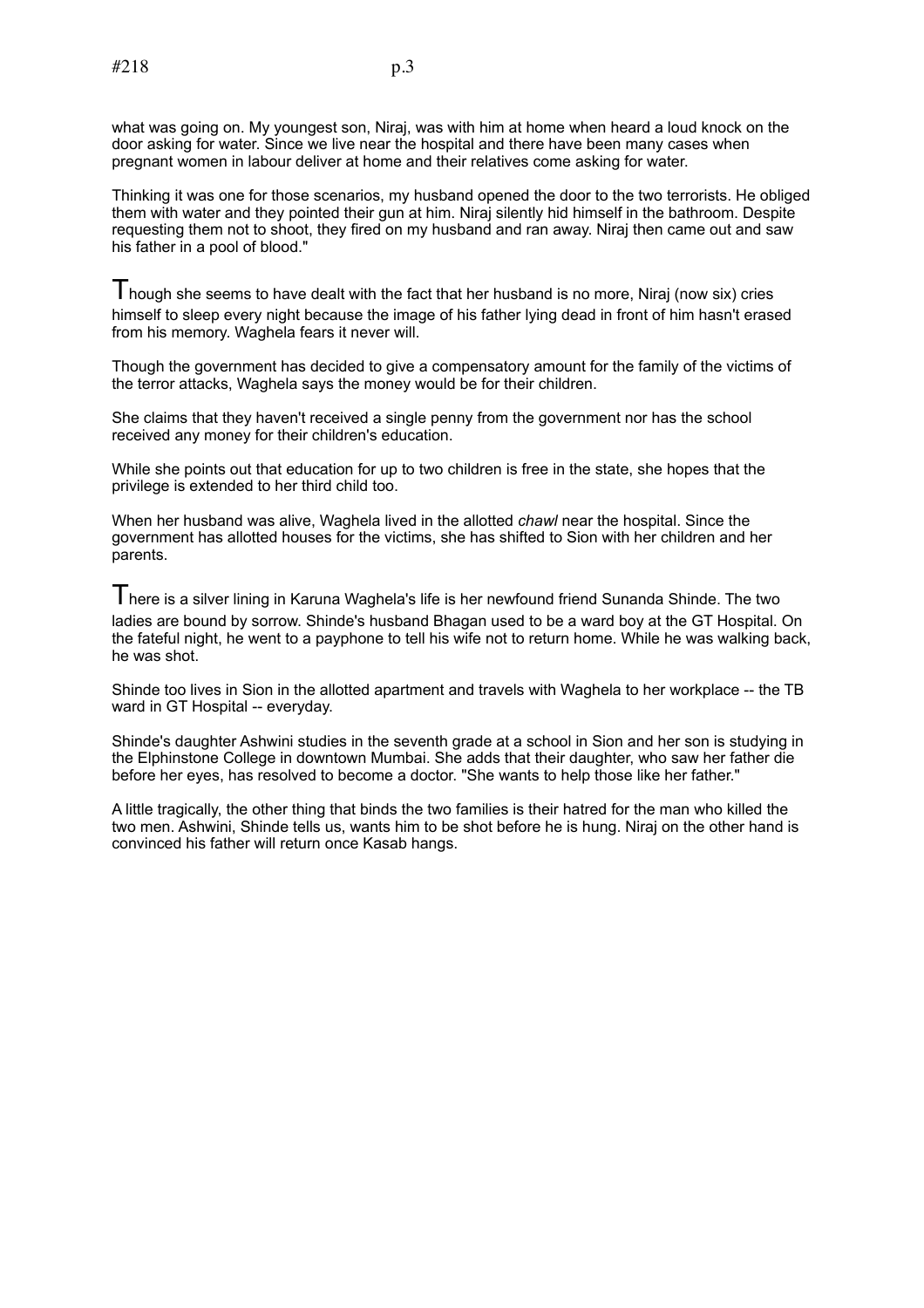what was going on. My youngest son, Niraj, was with him at home when heard a loud knock on the door asking for water. Since we live near the hospital and there have been many cases when pregnant women in labour deliver at home and their relatives come asking for water.

Thinking it was one for those scenarios, my husband opened the door to the two terrorists. He obliged them with water and they pointed their gun at him. Niraj silently hid himself in the bathroom. Despite requesting them not to shoot, they fired on my husband and ran away. Niraj then came out and saw his father in a pool of blood."

Though she seems to have dealt with the fact that her husband is no more, Niraj (now six) cries himself to sleep every night because the image of his father lying dead in front of him hasn't erased from his memory. Waghela fears it never will.

Though the government has decided to give a compensatory amount for the family of the victims of the terror attacks, Waghela says the money would be for their children.

She claims that they haven't received a single penny from the government nor has the school received any money for their children's education.

While she points out that education for up to two children is free in the state, she hopes that the privilege is extended to her third child too.

When her husband was alive, Waghela lived in the allotted *chawl* near the hospital. Since the government has allotted houses for the victims, she has shifted to Sion with her children and her parents.

There is a silver lining in Karuna Waghela's life is her newfound friend Sunanda Shinde. The two ladies are bound by sorrow. Shinde's husband Bhagan used to be a ward boy at the GT Hospital. On the fateful night, he went to a payphone to tell his wife not to return home. While he was walking back, he was shot.

Shinde too lives in Sion in the allotted apartment and travels with Waghela to her workplace -- the TB ward in GT Hospital -- everyday.

Shinde's daughter Ashwini studies in the seventh grade at a school in Sion and her son is studying in the Elphinstone College in downtown Mumbai. She adds that their daughter, who saw her father die before her eyes, has resolved to become a doctor. "She wants to help those like her father."

A little tragically, the other thing that binds the two families is their hatred for the man who killed the two men. Ashwini, Shinde tells us, wants him to be shot before he is hung. Niraj on the other hand is convinced his father will return once Kasab hangs.